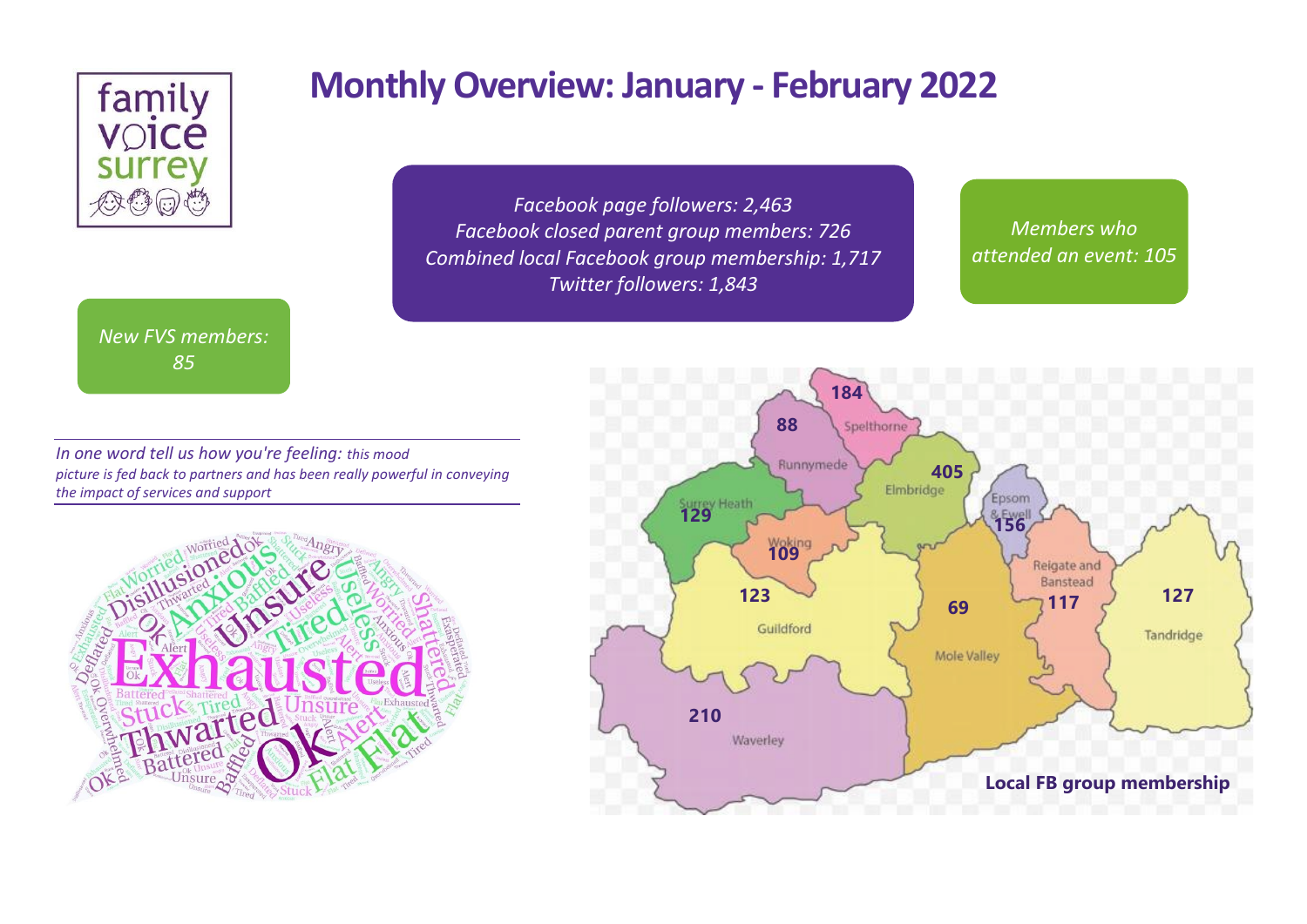# Monthly Overview: January - February 2022

*Facebook page followers: 2,463*
*Facebook closed parent group members: 726*
*Combined local Facebook group membership: 1,717*
*Twitter followers: 1,843*

*Members who attended an event: 105*

*New FVS members: 85*

*In one word tell us how you're feeling:* *this mood picture is fed back to partners and has been really powerful in conveying the impact of services and support*

**Local FB group membership**

| Area | Members |
| --- | --- |
| Spelthorne | 184 |
| Runnymede | 88 |
| Elmbridge | 405 |
| Surrey Heath | 129 |
| Woking | 109 |
| Epsom & Ewell | 156 |
| Guildford | 123 |
| Mole Valley | 69 |
| Reigate and Banstead | 117 |
| Tandridge | 127 |
| Waverley | 210 |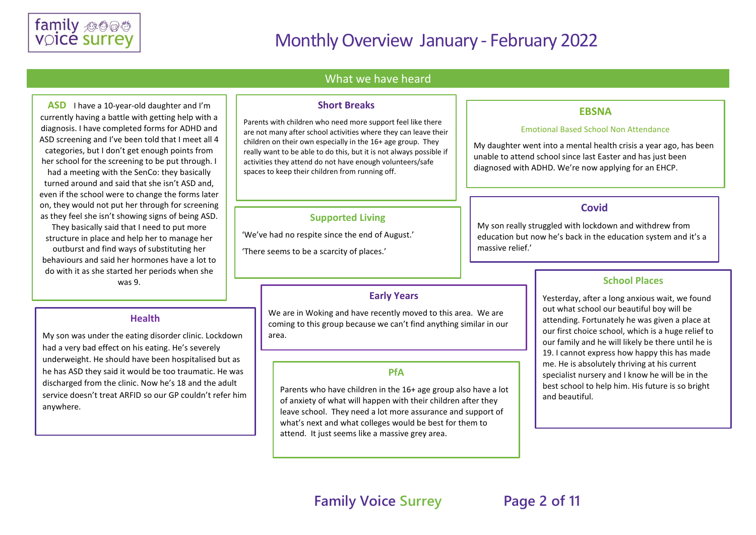# Monthly Overview January - February 2022

## What we have heard

### ASD

I have a 10-year-old daughter and I'm currently having a battle with getting help with a diagnosis. I have completed forms for ADHD and ASD screening and I've been told that I meet all 4 categories, but I don't get enough points from her school for the screening to be put through. I had a meeting with the SenCo: they basically turned around and said that she isn't ASD and, even if the school were to change the forms later on, they would not put her through for screening as they feel she isn't showing signs of being ASD. They basically said that I need to put more structure in place and help her to manage her outburst and find ways of substituting her behaviours and said her hormones have a lot to do with it as she started her periods when she was 9.

### Short Breaks

Parents with children who need more support feel like there are not many after school activities where they can leave their children on their own especially in the 16+ age group. They really want to be able to do this, but it is not always possible if activities they attend do not have enough volunteers/safe spaces to keep their children from running off.

### EBSNA

Emotional Based School Non Attendance

My daughter went into a mental health crisis a year ago, has been unable to attend school since last Easter and has just been diagnosed with ADHD. We're now applying for an EHCP.

### Supported Living

'We've had no respite since the end of August.'

'There seems to be a scarcity of places.'

### Covid

My son really struggled with lockdown and withdrew from education but now he's back in the education system and it's a massive relief.'

### Health

My son was under the eating disorder clinic. Lockdown had a very bad effect on his eating. He's severely underweight. He should have been hospitalised but as he has ASD they said it would be too traumatic. He was discharged from the clinic. Now he's 18 and the adult service doesn't treat ARFID so our GP couldn't refer him anywhere.

### Early Years

We are in Woking and have recently moved to this area. We are coming to this group because we can't find anything similar in our area.

### School Places

Yesterday, after a long anxious wait, we found out what school our beautiful boy will be attending. Fortunately he was given a place at our first choice school, which is a huge relief to our family and he will likely be there until he is 19. I cannot express how happy this has made me. He is absolutely thriving at his current specialist nursery and I know he will be in the best school to help him. His future is so bright and beautiful.

### PfA

Parents who have children in the 16+ age group also have a lot of anxiety of what will happen with their children after they leave school. They need a lot more assurance and support of what's next and what colleges would be best for them to attend. It just seems like a massive grey area.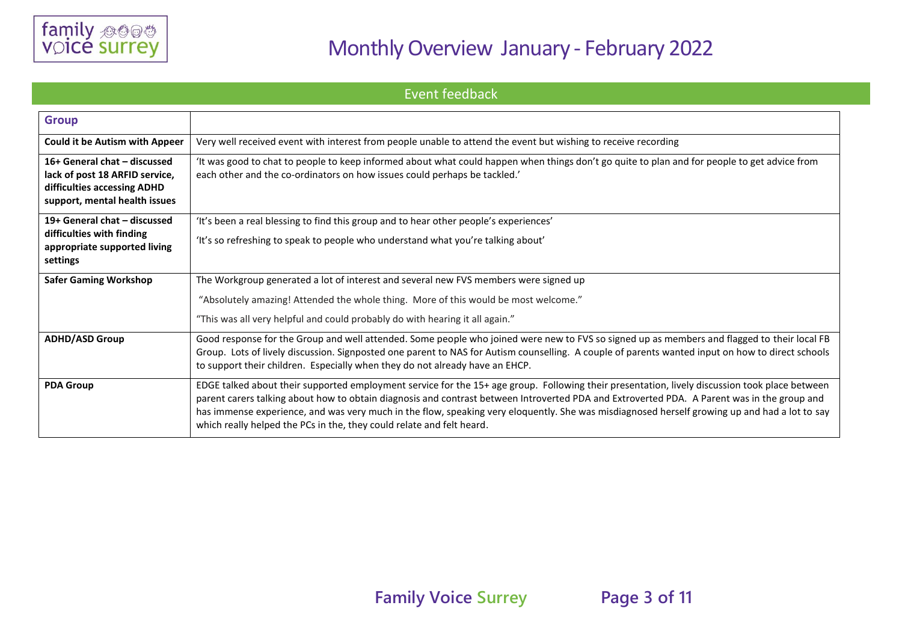# Monthly Overview January - February 2022

## Event feedback

| Group | |
|---|---|
| **Could it be Autism with Appeer** | Very well received event with interest from people unable to attend the event but wishing to receive recording |
| **16+ General chat – discussed lack of post 18 ARFID service, difficulties accessing ADHD support, mental health issues** | 'It was good to chat to people to keep informed about what could happen when things don't go quite to plan and for people to get advice from each other and the co-ordinators on how issues could perhaps be tackled.' |
| **19+ General chat – discussed difficulties with finding appropriate supported living settings** | 'It's been a real blessing to find this group and to hear other people's experiences'<br><br>'It's so refreshing to speak to people who understand what you're talking about' |
| **Safer Gaming Workshop** | The Workgroup generated a lot of interest and several new FVS members were signed up<br><br>"Absolutely amazing! Attended the whole thing. More of this would be most welcome."<br><br>"This was all very helpful and could probably do with hearing it all again." |
| **ADHD/ASD Group** | Good response for the Group and well attended. Some people who joined were new to FVS so signed up as members and flagged to their local FB Group. Lots of lively discussion. Signposted one parent to NAS for Autism counselling. A couple of parents wanted input on how to direct schools to support their children. Especially when they do not already have an EHCP. |
| **PDA Group** | EDGE talked about their supported employment service for the 15+ age group. Following their presentation, lively discussion took place between parent carers talking about how to obtain diagnosis and contrast between Introverted PDA and Extroverted PDA. A Parent was in the group and has immense experience, and was very much in the flow, speaking very eloquently. She was misdiagnosed herself growing up and had a lot to say which really helped the PCs in the, they could relate and felt heard. |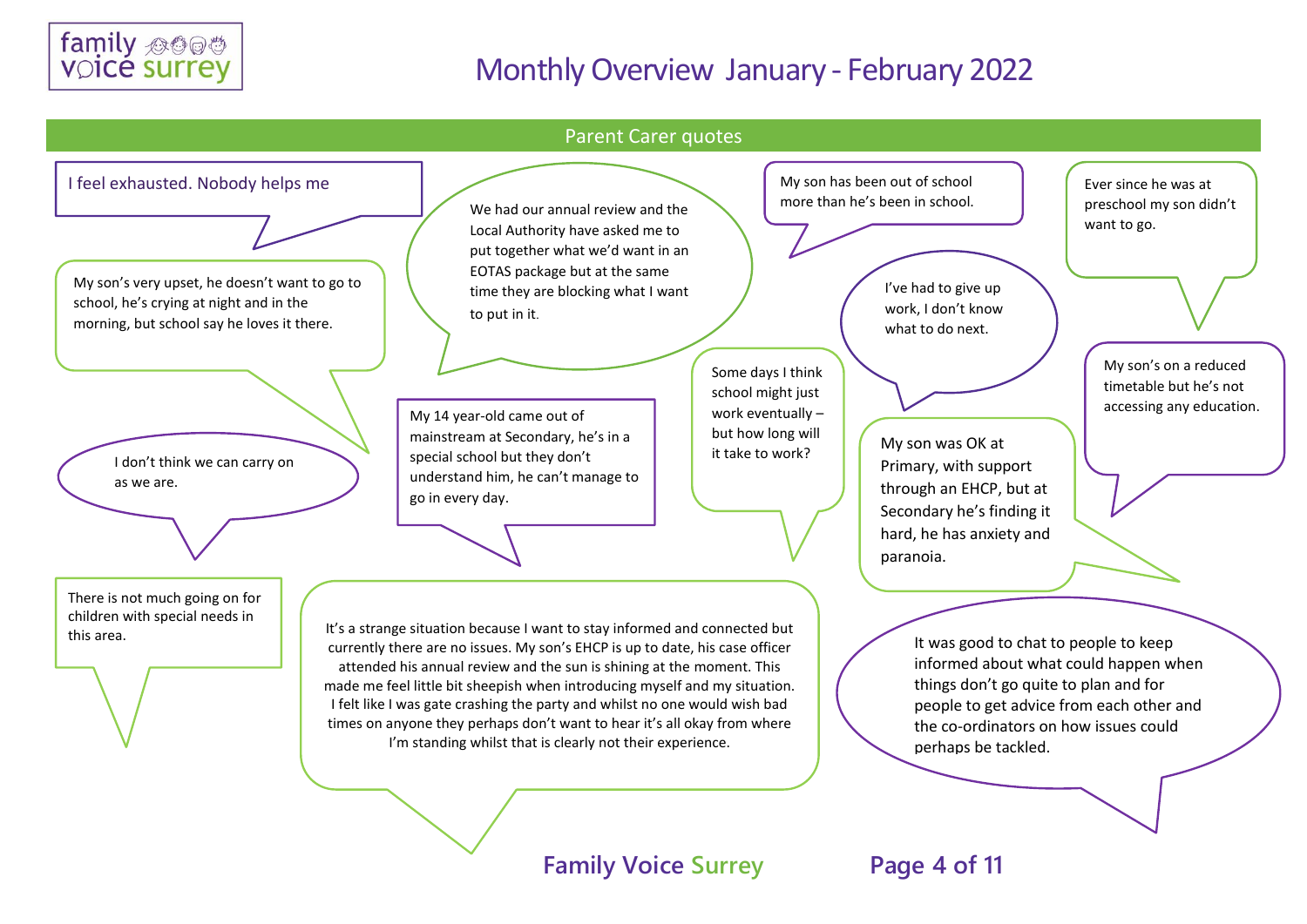# Monthly Overview January - February 2022

## Parent Carer quotes

I feel exhausted. Nobody helps me

My son's very upset, he doesn't want to go to school, he's crying at night and in the morning, but school say he loves it there.

We had our annual review and the Local Authority have asked me to put together what we'd want in an EOTAS package but at the same time they are blocking what I want to put in it.

My son has been out of school more than he's been in school.

Ever since he was at preschool my son didn't want to go.

I've had to give up work, I don't know what to do next.

My son's on a reduced timetable but he's not accessing any education.

Some days I think school might just work eventually – but how long will it take to work?

I don't think we can carry on as we are.

My 14 year-old came out of mainstream at Secondary, he's in a special school but they don't understand him, he can't manage to go in every day.

My son was OK at Primary, with support through an EHCP, but at Secondary he's finding it hard, he has anxiety and paranoia.

There is not much going on for children with special needs in this area.

It's a strange situation because I want to stay informed and connected but currently there are no issues. My son's EHCP is up to date, his case officer attended his annual review and the sun is shining at the moment. This made me feel little bit sheepish when introducing myself and my situation. I felt like I was gate crashing the party and whilst no one would wish bad times on anyone they perhaps don't want to hear it's all okay from where I'm standing whilst that is clearly not their experience.

It was good to chat to people to keep informed about what could happen when things don't go quite to plan and for people to get advice from each other and the co-ordinators on how issues could perhaps be tackled.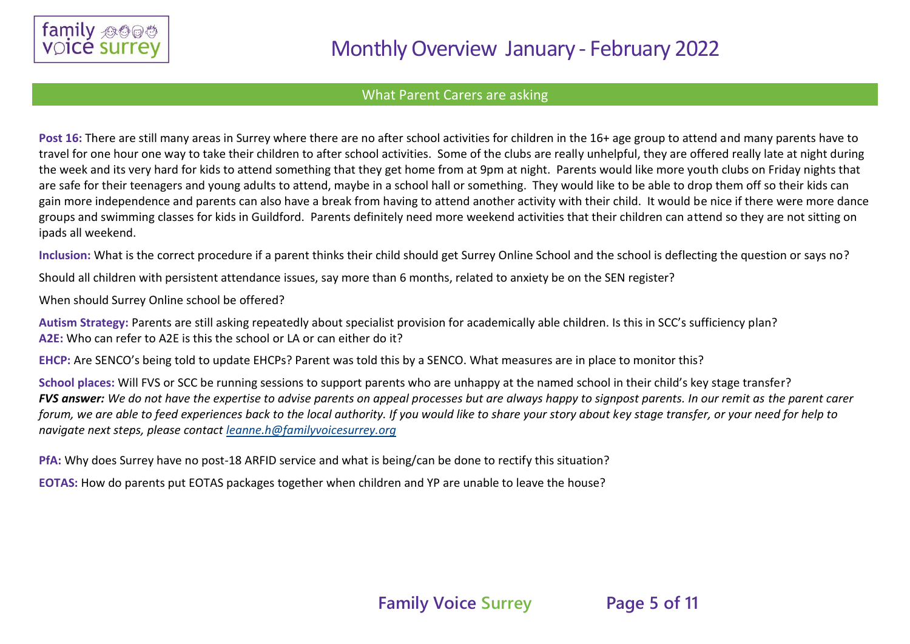# Monthly Overview January - February 2022

## What Parent Carers are asking

**Post 16:** There are still many areas in Surrey where there are no after school activities for children in the 16+ age group to attend and many parents have to travel for one hour one way to take their children to after school activities. Some of the clubs are really unhelpful, they are offered really late at night during the week and its very hard for kids to attend something that they get home from at 9pm at night. Parents would like more youth clubs on Friday nights that are safe for their teenagers and young adults to attend, maybe in a school hall or something. They would like to be able to drop them off so their kids can gain more independence and parents can also have a break from having to attend another activity with their child. It would be nice if there were more dance groups and swimming classes for kids in Guildford. Parents definitely need more weekend activities that their children can attend so they are not sitting on ipads all weekend.

**Inclusion:** What is the correct procedure if a parent thinks their child should get Surrey Online School and the school is deflecting the question or says no?

Should all children with persistent attendance issues, say more than 6 months, related to anxiety be on the SEN register?

When should Surrey Online school be offered?

**Autism Strategy:** Parents are still asking repeatedly about specialist provision for academically able children. Is this in SCC's sufficiency plan?
**A2E:** Who can refer to A2E is this the school or LA or can either do it?

**EHCP:** Are SENCO's being told to update EHCPs? Parent was told this by a SENCO. What measures are in place to monitor this?

**School places:** Will FVS or SCC be running sessions to support parents who are unhappy at the named school in their child's key stage transfer?
***FVS answer:*** *We do not have the expertise to advise parents on appeal processes but are always happy to signpost parents. In our remit as the parent carer forum, we are able to feed experiences back to the local authority. If you would like to share your story about key stage transfer, or your need for help to navigate next steps, please contact [leanne.h@familyvoicesurrey.org](mailto:leanne.h@familyvoicesurrey.org)*

**PfA:** Why does Surrey have no post-18 ARFID service and what is being/can be done to rectify this situation?

**EOTAS:** How do parents put EOTAS packages together when children and YP are unable to leave the house?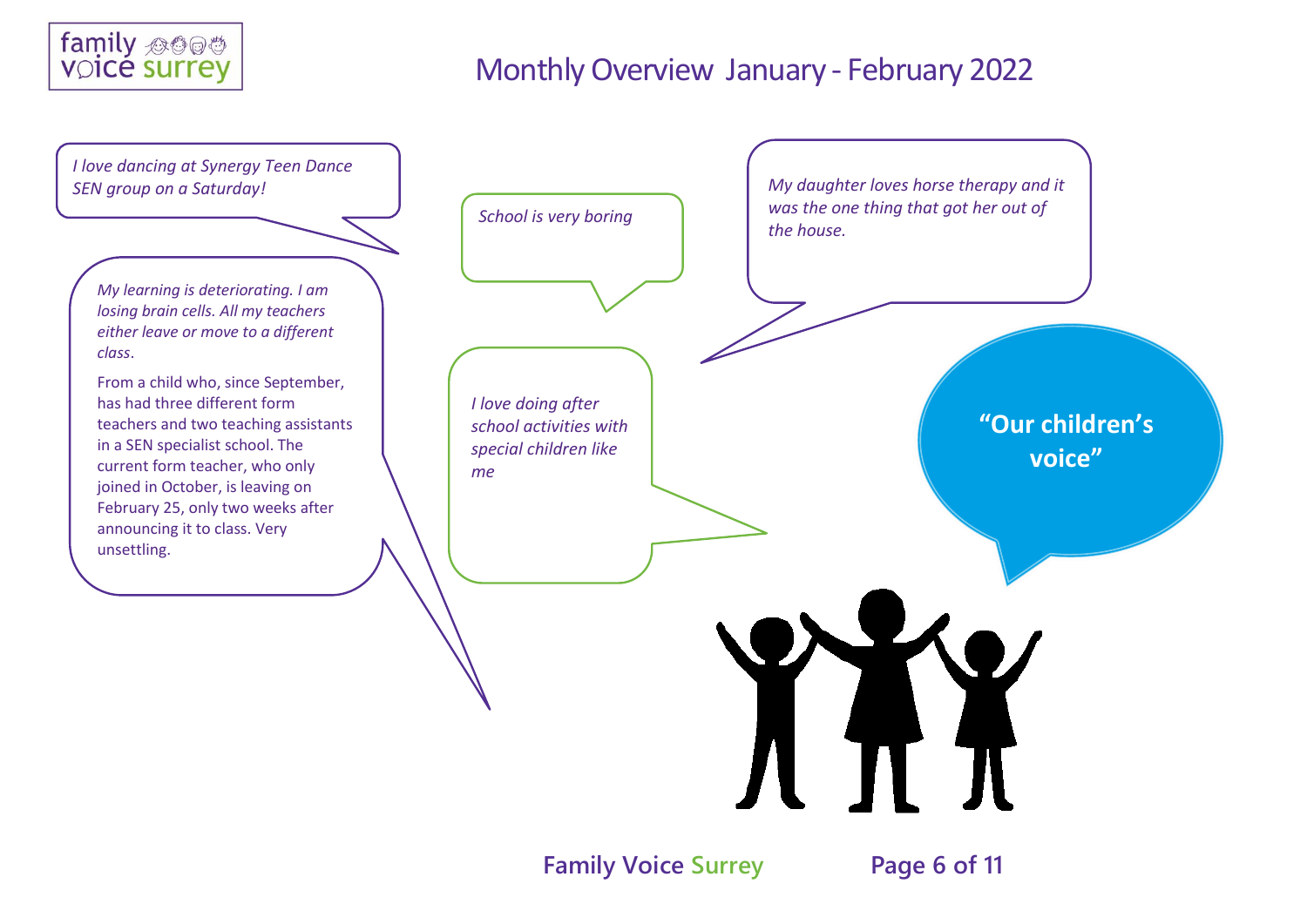# Monthly Overview January - February 2022

*I love dancing at Synergy Teen Dance SEN group on a Saturday!*

*My learning is deteriorating. I am losing brain cells. All my teachers either leave or move to a different class.*

From a child who, since September, has had three different form teachers and two teaching assistants in a SEN specialist school. The current form teacher, who only joined in October, is leaving on February 25, only two weeks after announcing it to class. Very unsettling.

*School is very boring*

*I love doing after school activities with special children like me*

*My daughter loves horse therapy and it was the one thing that got her out of the house.*

**"Our children's voice"**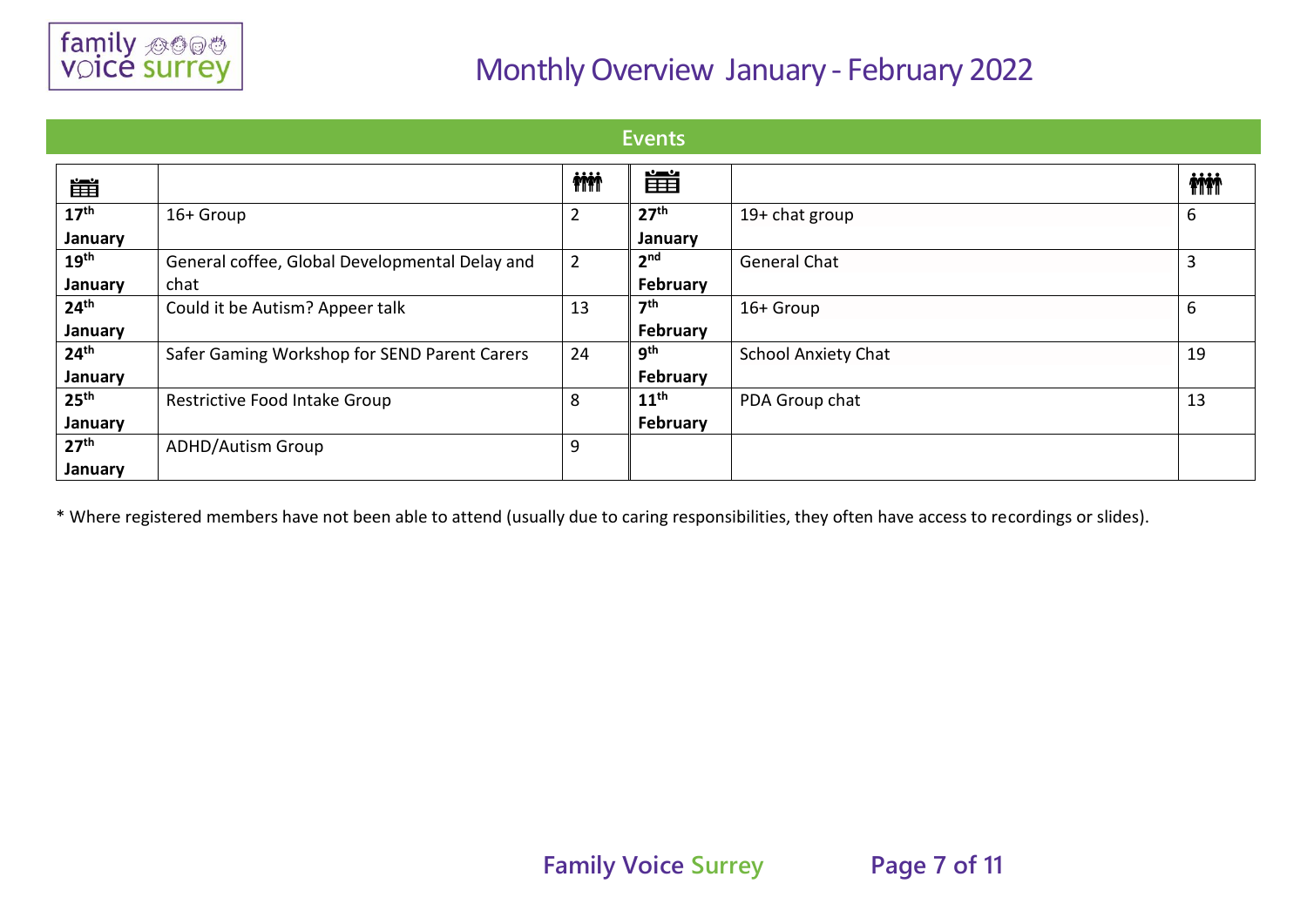# Monthly Overview January - February 2022

## Events

| Date | Event | Attendees | Date | Event | Attendees |
|---|---|---|---|---|---|
| **17th January** | 16+ Group | 2 | **27th January** | 19+ chat group | 6 |
| **19th January** | General coffee, Global Developmental Delay and chat | 2 | **2nd February** | General Chat | 3 |
| **24th January** | Could it be Autism? Appeer talk | 13 | **7th February** | 16+ Group | 6 |
| **24th January** | Safer Gaming Workshop for SEND Parent Carers | 24 | **9th February** | School Anxiety Chat | 19 |
| **25th January** | Restrictive Food Intake Group | 8 | **11th February** | PDA Group chat | 13 |
| **27th January** | ADHD/Autism Group | 9 | | | |

* Where registered members have not been able to attend (usually due to caring responsibilities, they often have access to recordings or slides).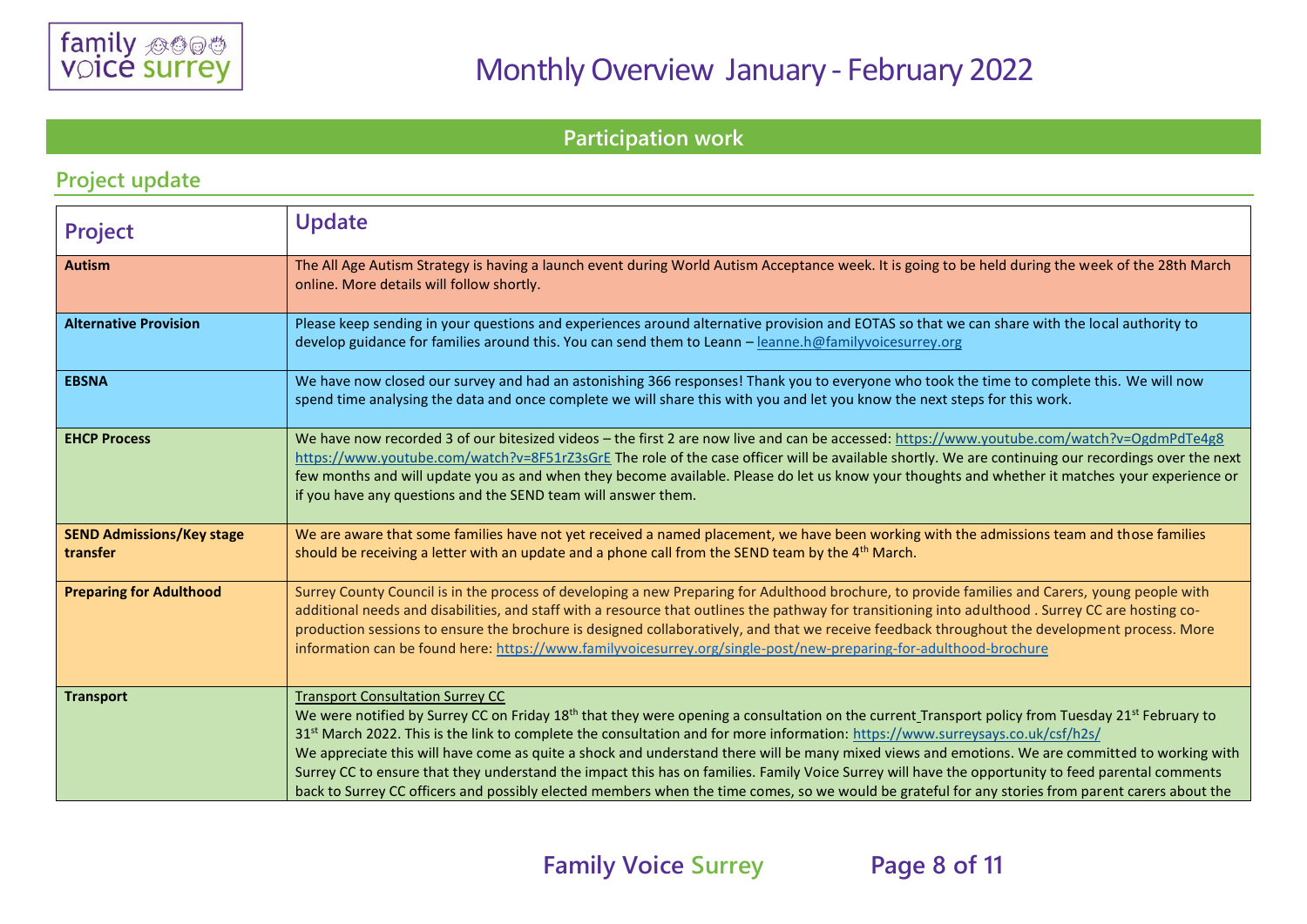# Monthly Overview January - February 2022

## Participation work

### Project update

| Project | Update |
|---|---|
| **Autism** | The All Age Autism Strategy is having a launch event during World Autism Acceptance week. It is going to be held during the week of the 28th March online. More details will follow shortly. |
| **Alternative Provision** | Please keep sending in your questions and experiences around alternative provision and EOTAS so that we can share with the local authority to develop guidance for families around this. You can send them to Leann – leanne.h@familyvoicesurrey.org |
| **EBSNA** | We have now closed our survey and had an astonishing 366 responses! Thank you to everyone who took the time to complete this. We will now spend time analysing the data and once complete we will share this with you and let you know the next steps for this work. |
| **EHCP Process** | We have now recorded 3 of our bitesized videos – the first 2 are now live and can be accessed: https://www.youtube.com/watch?v=OgdmPdTe4g8 https://www.youtube.com/watch?v=8F51rZ3sGrE The role of the case officer will be available shortly. We are continuing our recordings over the next few months and will update you as and when they become available. Please do let us know your thoughts and whether it matches your experience or if you have any questions and the SEND team will answer them. |
| **SEND Admissions/Key stage transfer** | We are aware that some families have not yet received a named placement, we have been working with the admissions team and those families should be receiving a letter with an update and a phone call from the SEND team by the 4th March. |
| **Preparing for Adulthood** | Surrey County Council is in the process of developing a new Preparing for Adulthood brochure, to provide families and Carers, young people with additional needs and disabilities, and staff with a resource that outlines the pathway for transitioning into adulthood . Surrey CC are hosting co-production sessions to ensure the brochure is designed collaboratively, and that we receive feedback throughout the development process. More information can be found here: https://www.familyvoicesurrey.org/single-post/new-preparing-for-adulthood-brochure |
| **Transport** | Transport Consultation Surrey CC<br>We were notified by Surrey CC on Friday 18th that they were opening a consultation on the current Transport policy from Tuesday 21st February to 31st March 2022. This is the link to complete the consultation and for more information: https://www.surreysays.co.uk/csf/h2s/<br>We appreciate this will have come as quite a shock and understand there will be many mixed views and emotions. We are committed to working with Surrey CC to ensure that they understand the impact this has on families. Family Voice Surrey will have the opportunity to feed parental comments back to Surrey CC officers and possibly elected members when the time comes, so we would be grateful for any stories from parent carers about the |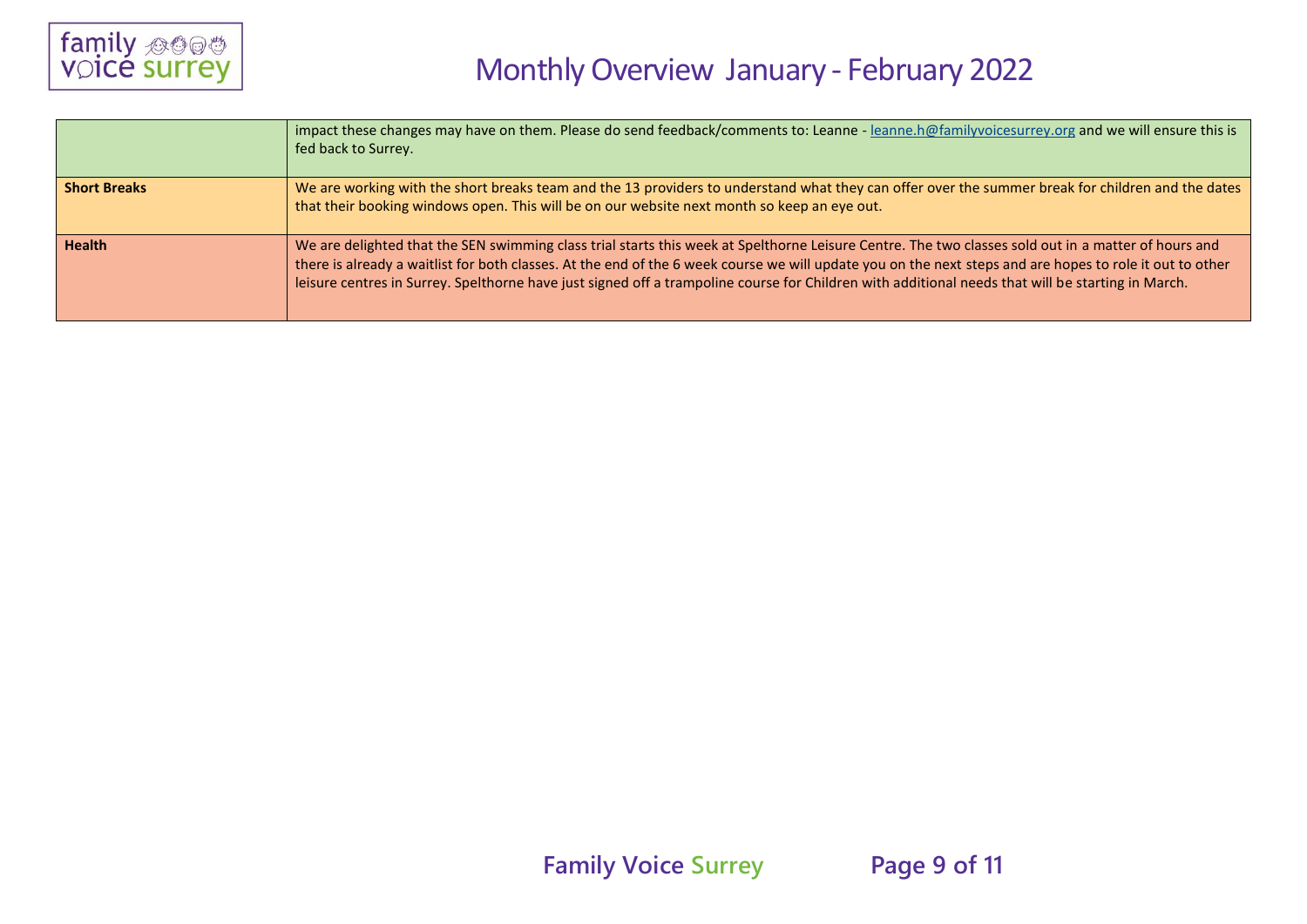| | |
|---|---|
| | impact these changes may have on them. Please do send feedback/comments to: Leanne - leanne.h@familyvoicesurrey.org and we will ensure this is fed back to Surrey. |
| **Short Breaks** | We are working with the short breaks team and the 13 providers to understand what they can offer over the summer break for children and the dates that their booking windows open. This will be on our website next month so keep an eye out. |
| **Health** | We are delighted that the SEN swimming class trial starts this week at Spelthorne Leisure Centre. The two classes sold out in a matter of hours and there is already a waitlist for both classes. At the end of the 6 week course we will update you on the next steps and are hopes to role it out to other leisure centres in Surrey. Spelthorne have just signed off a trampoline course for Children with additional needs that will be starting in March. |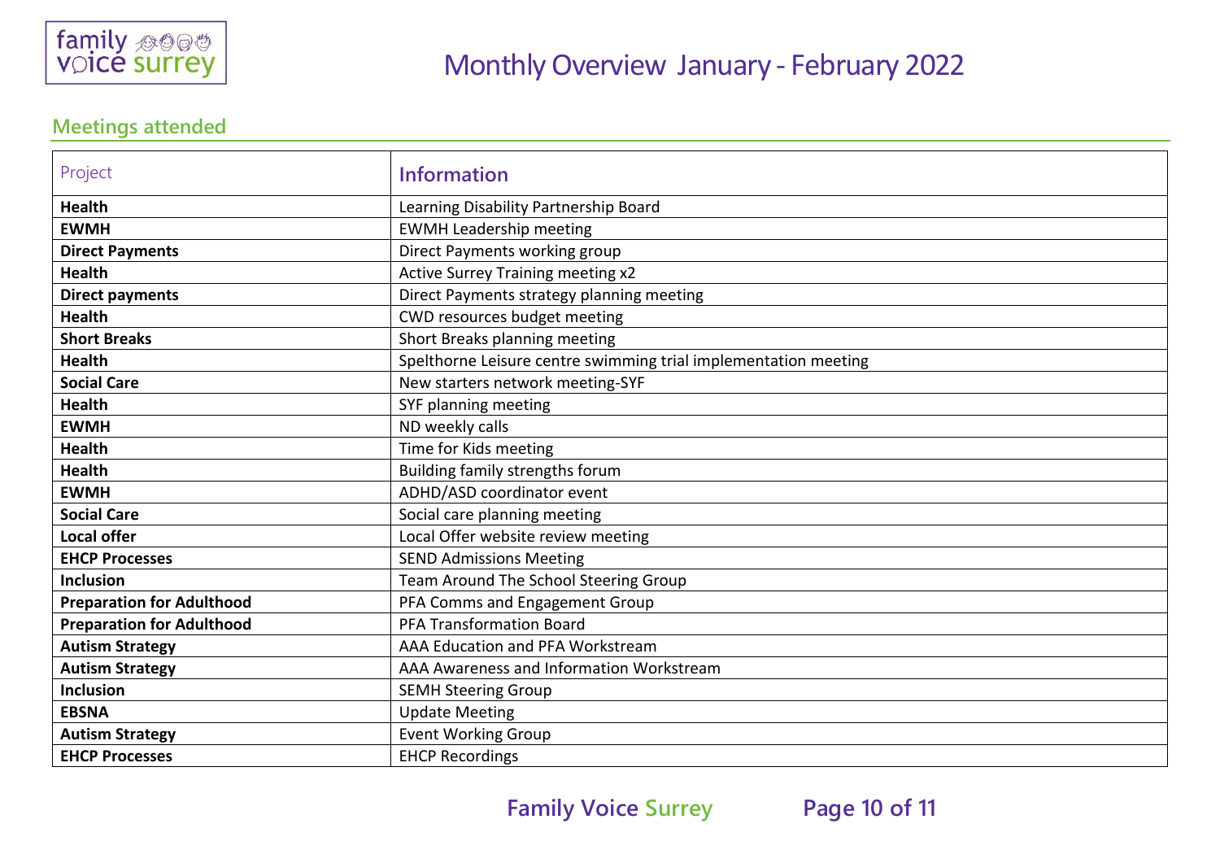# Monthly Overview January - February 2022

## Meetings attended

| Project | Information |
|---|---|
| **Health** | Learning Disability Partnership Board |
| **EWMH** | EWMH Leadership meeting |
| **Direct Payments** | Direct Payments working group |
| **Health** | Active Surrey Training meeting x2 |
| **Direct payments** | Direct Payments strategy planning meeting |
| **Health** | CWD resources budget meeting |
| **Short Breaks** | Short Breaks planning meeting |
| **Health** | Spelthorne Leisure centre swimming trial implementation meeting |
| **Social Care** | New starters network meeting-SYF |
| **Health** | SYF planning meeting |
| **EWMH** | ND weekly calls |
| **Health** | Time for Kids meeting |
| **Health** | Building family strengths forum |
| **EWMH** | ADHD/ASD coordinator event |
| **Social Care** | Social care planning meeting |
| **Local offer** | Local Offer website review meeting |
| **EHCP Processes** | SEND Admissions Meeting |
| **Inclusion** | Team Around The School Steering Group |
| **Preparation for Adulthood** | PFA Comms and Engagement Group |
| **Preparation for Adulthood** | PFA Transformation Board |
| **Autism Strategy** | AAA Education and PFA Workstream |
| **Autism Strategy** | AAA Awareness and Information Workstream |
| **Inclusion** | SEMH Steering Group |
| **EBSNA** | Update Meeting |
| **Autism Strategy** | Event Working Group |
| **EHCP Processes** | EHCP Recordings |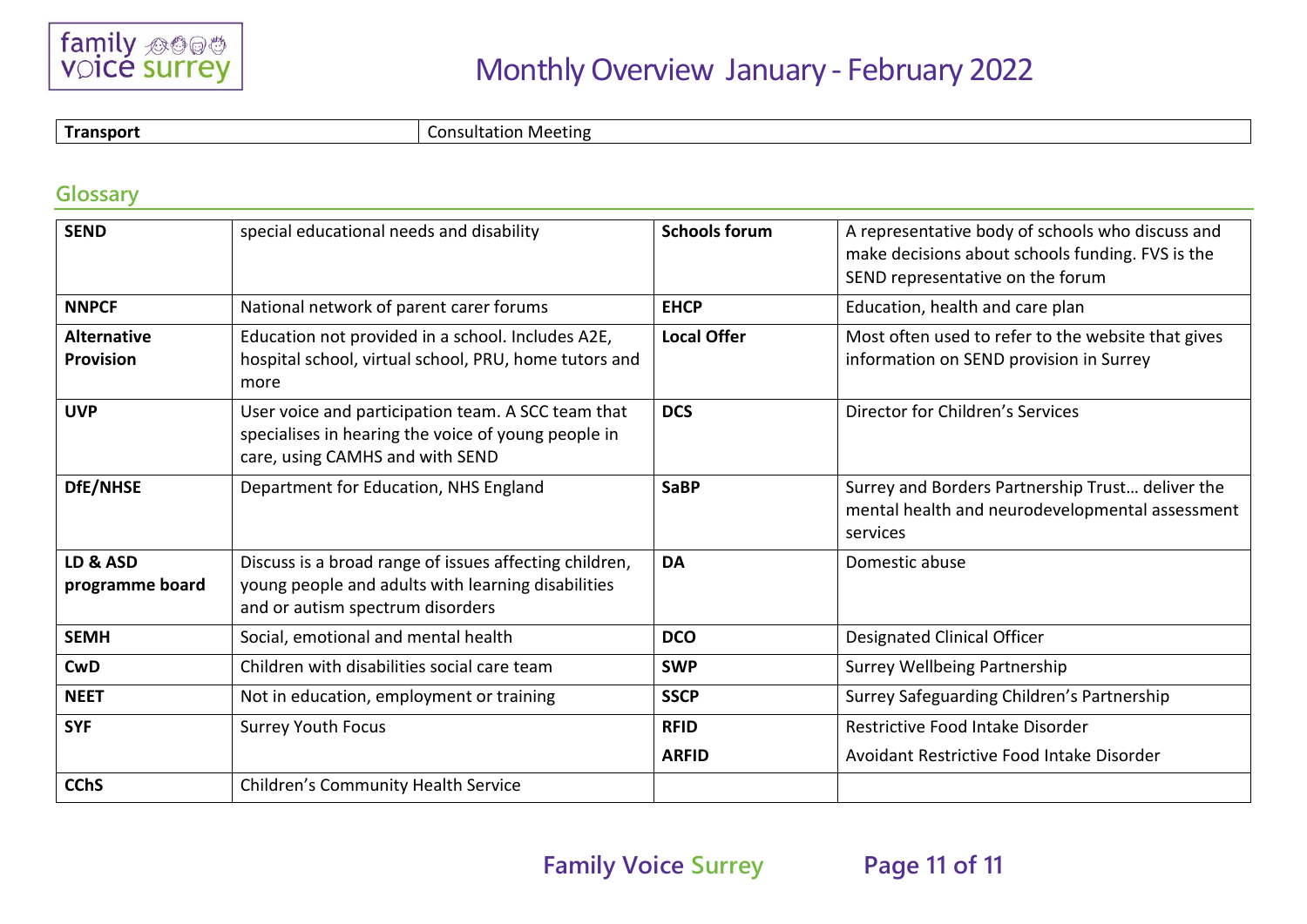| | |
|---|---|
| **Transport** | Consultation Meeting |

## Glossary

| | | | |
|---|---|---|---|
| **SEND** | special educational needs and disability | **Schools forum** | A representative body of schools who discuss and make decisions about schools funding. FVS is the SEND representative on the forum |
| **NNPCF** | National network of parent carer forums | **EHCP** | Education, health and care plan |
| **Alternative Provision** | Education not provided in a school. Includes A2E, hospital school, virtual school, PRU, home tutors and more | **Local Offer** | Most often used to refer to the website that gives information on SEND provision in Surrey |
| **UVP** | User voice and participation team. A SCC team that specialises in hearing the voice of young people in care, using CAMHS and with SEND | **DCS** | Director for Children's Services |
| **DfE/NHSE** | Department for Education, NHS England | **SaBP** | Surrey and Borders Partnership Trust… deliver the mental health and neurodevelopmental assessment services |
| **LD & ASD programme board** | Discuss is a broad range of issues affecting children, young people and adults with learning disabilities and or autism spectrum disorders | **DA** | Domestic abuse |
| **SEMH** | Social, emotional and mental health | **DCO** | Designated Clinical Officer |
| **CwD** | Children with disabilities social care team | **SWP** | Surrey Wellbeing Partnership |
| **NEET** | Not in education, employment or training | **SSCP** | Surrey Safeguarding Children's Partnership |
| **SYF** | Surrey Youth Focus | **RFID**<br>**ARFID** | Restrictive Food Intake Disorder<br>Avoidant Restrictive Food Intake Disorder |
| **CChS** | Children's Community Health Service | | |